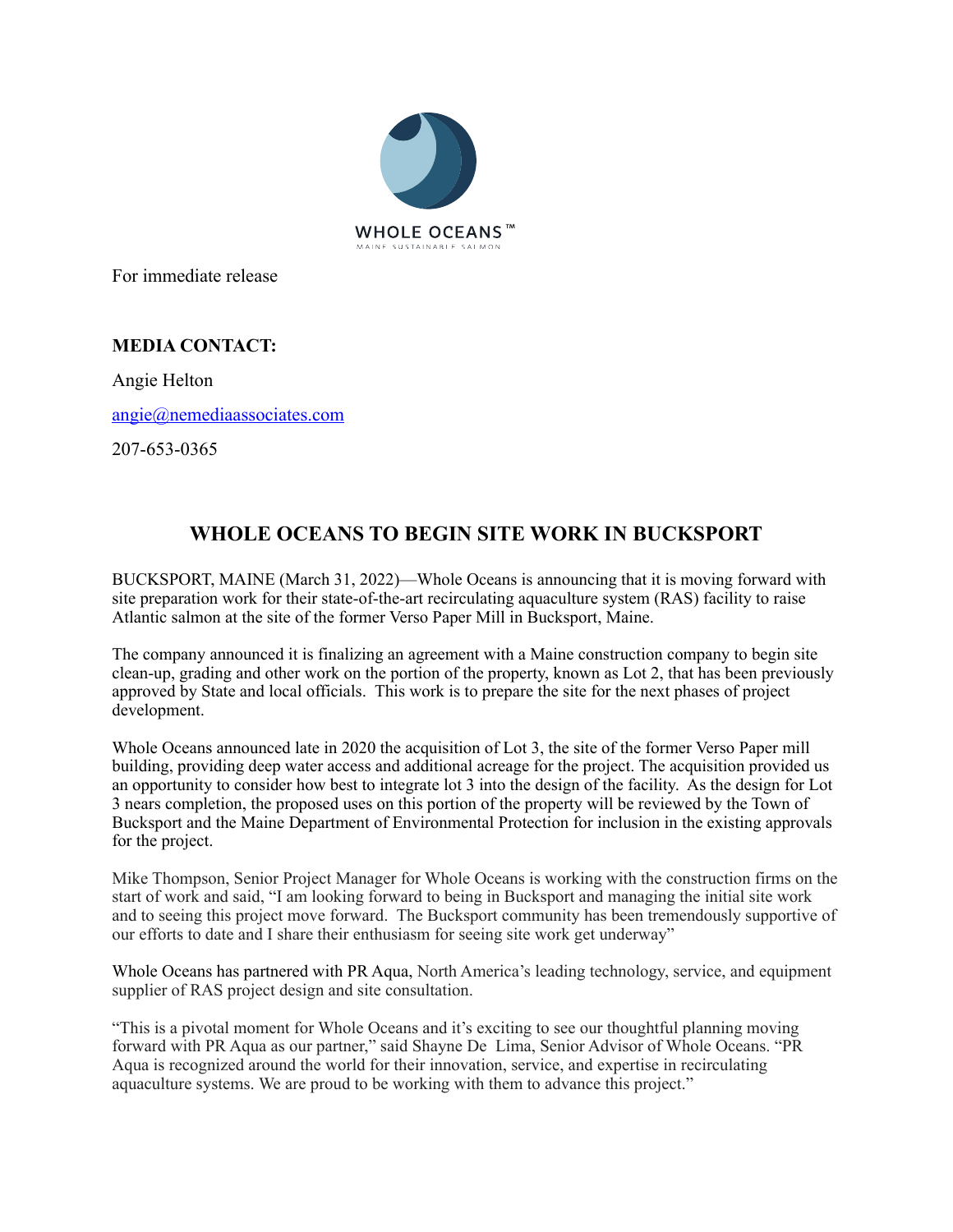WHOLE OCEANS™

MAINE SUSTAINABLE SALMON

For immediate release

**MEDIA CONTACT:**

Angie Helton

angie@nemediaassociates.com

207-653-0365

## WHOLE OCEANS TO BEGIN SITE WORK IN BUCKSPORT

BUCKSPORT, MAINE (March 31, 2022)—Whole Oceans is announcing that it is moving forward with site preparation work for their state-of-the-art recirculating aquaculture system (RAS) facility to raise Atlantic salmon at the site of the former Verso Paper Mill in Bucksport, Maine.

The company announced it is finalizing an agreement with a Maine construction company to begin site clean-up, grading and other work on the portion of the property, known as Lot 2, that has been previously approved by State and local officials. This work is to prepare the site for the next phases of project development.

Whole Oceans announced late in 2020 the acquisition of Lot 3, the site of the former Verso Paper mill building, providing deep water access and additional acreage for the project. The acquisition provided us an opportunity to consider how best to integrate lot 3 into the design of the facility. As the design for Lot 3 nears completion, the proposed uses on this portion of the property will be reviewed by the Town of Bucksport and the Maine Department of Environmental Protection for inclusion in the existing approvals for the project.

Mike Thompson, Senior Project Manager for Whole Oceans is working with the construction firms on the start of work and said, "I am looking forward to being in Bucksport and managing the initial site work and to seeing this project move forward. The Bucksport community has been tremendously supportive of our efforts to date and I share their enthusiasm for seeing site work get underway"

Whole Oceans has partnered with PR Aqua, North America's leading technology, service, and equipment supplier of RAS project design and site consultation.

"This is a pivotal moment for Whole Oceans and it's exciting to see our thoughtful planning moving forward with PR Aqua as our partner," said Shayne De Lima, Senior Advisor of Whole Oceans. "PR Aqua is recognized around the world for their innovation, service, and expertise in recirculating aquaculture systems. We are proud to be working with them to advance this project."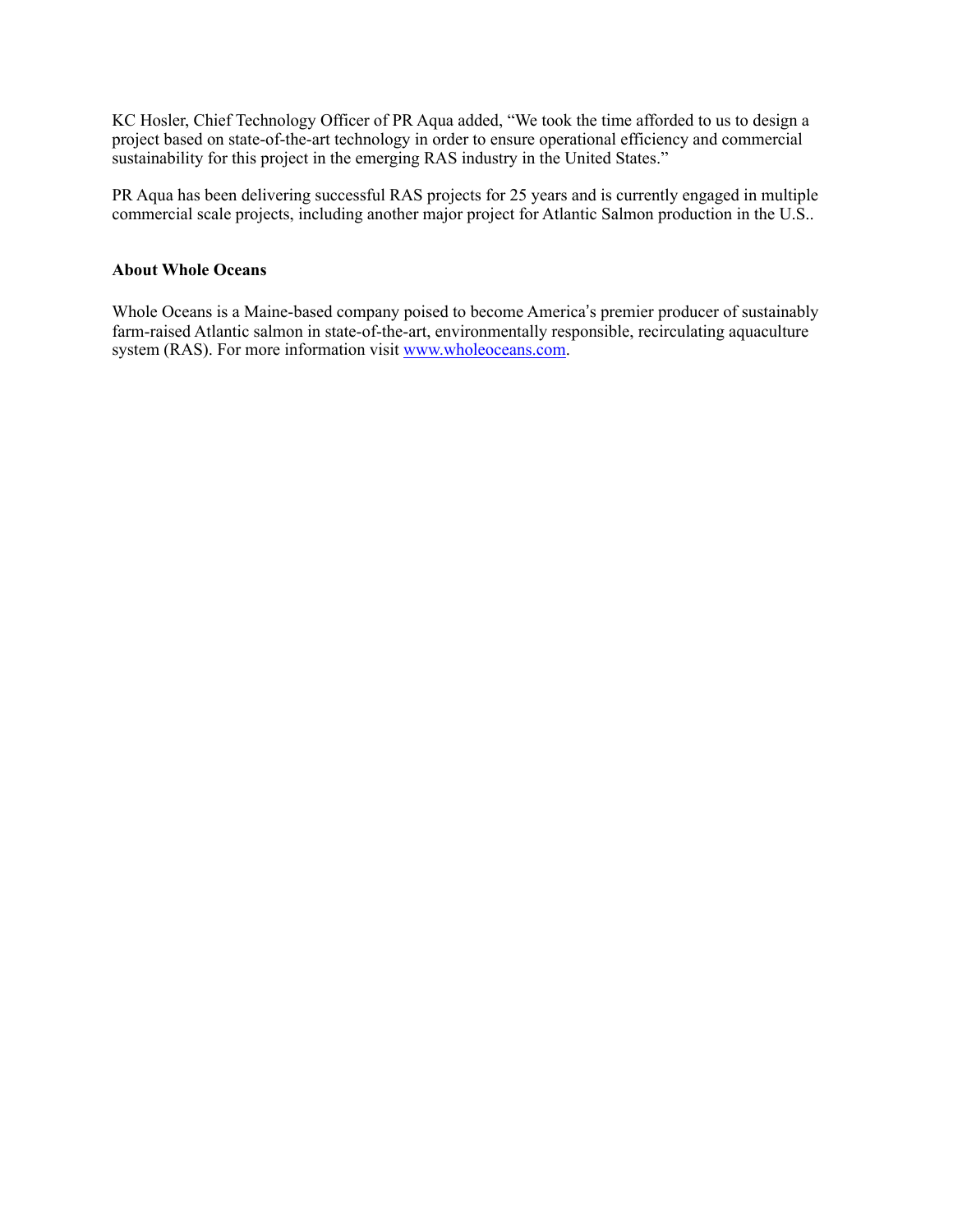KC Hosler, Chief Technology Officer of PR Aqua added, "We took the time afforded to us to design a project based on state-of-the-art technology in order to ensure operational efficiency and commercial sustainability for this project in the emerging RAS industry in the United States."

PR Aqua has been delivering successful RAS projects for 25 years and is currently engaged in multiple commercial scale projects, including another major project for Atlantic Salmon production in the U.S..

**About Whole Oceans**

Whole Oceans is a Maine-based company poised to become America's premier producer of sustainably farm-raised Atlantic salmon in state-of-the-art, environmentally responsible, recirculating aquaculture system (RAS). For more information visit [www.wholeoceans.com](http://www.wholeoceans.com).